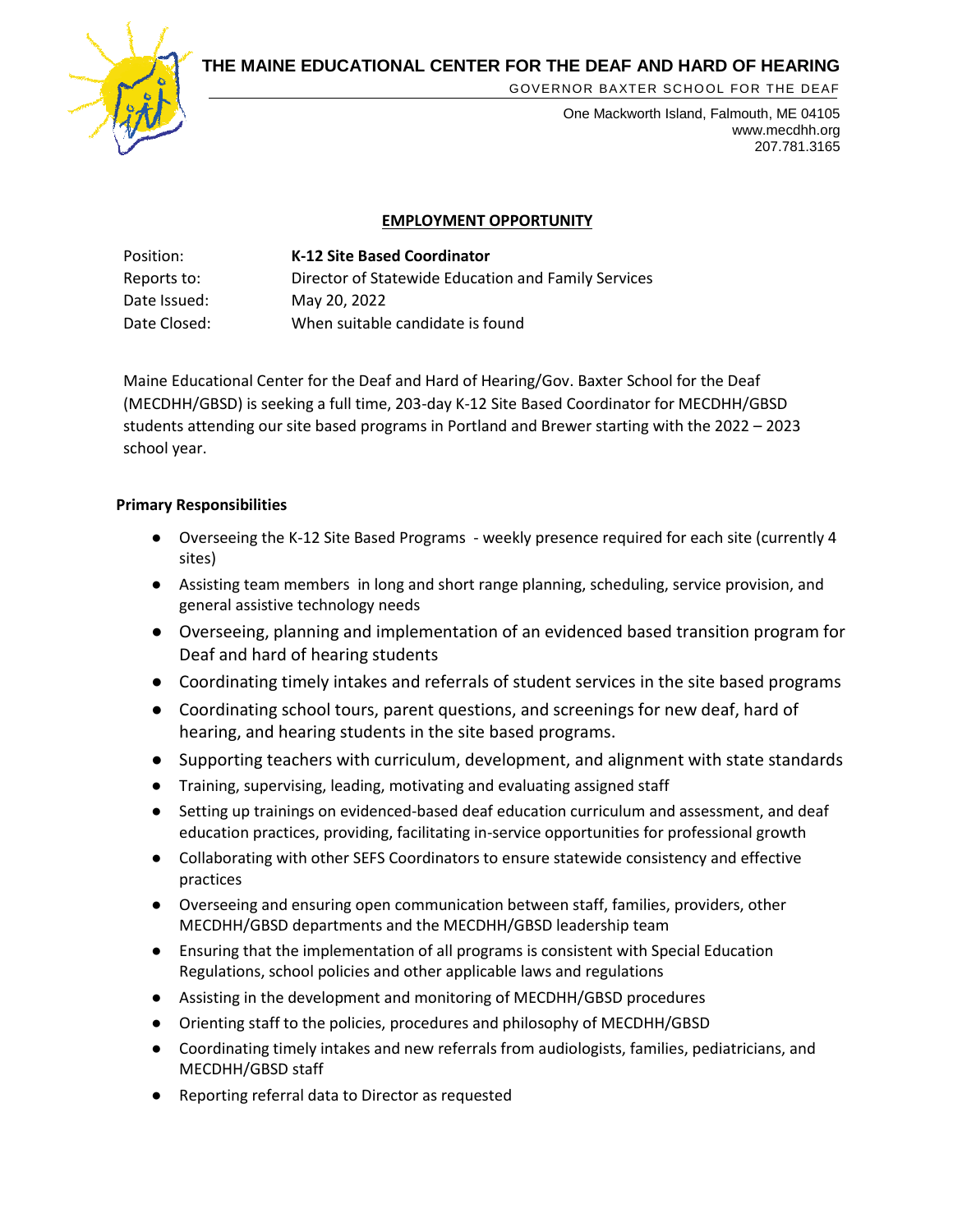# THE MAINE EDUCATIONAL CENTER FOR THE DEAF AND HARD OF HEARING

GOVERNOR BAXTER SCHOOL FOR THE DEAF

One Mackworth Island, Falmouth, ME 04105
www.mecdhh.org
207.781.3165

## EMPLOYMENT OPPORTUNITY

| | |
|---|---|
| Position: | **K-12 Site Based Coordinator** |
| Reports to: | Director of Statewide Education and Family Services |
| Date Issued: | May 20, 2022 |
| Date Closed: | When suitable candidate is found |

Maine Educational Center for the Deaf and Hard of Hearing/Gov. Baxter School for the Deaf (MECDHH/GBSD) is seeking a full time, 203-day K-12 Site Based Coordinator for MECDHH/GBSD students attending our site based programs in Portland and Brewer starting with the 2022 – 2023 school year.

### Primary Responsibilities

- Overseeing the K-12 Site Based Programs - weekly presence required for each site (currently 4 sites)
- Assisting team members in long and short range planning, scheduling, service provision, and general assistive technology needs
- Overseeing, planning and implementation of an evidenced based transition program for Deaf and hard of hearing students
- Coordinating timely intakes and referrals of student services in the site based programs
- Coordinating school tours, parent questions, and screenings for new deaf, hard of hearing, and hearing students in the site based programs.
- Supporting teachers with curriculum, development, and alignment with state standards
- Training, supervising, leading, motivating and evaluating assigned staff
- Setting up trainings on evidenced-based deaf education curriculum and assessment, and deaf education practices, providing, facilitating in-service opportunities for professional growth
- Collaborating with other SEFS Coordinators to ensure statewide consistency and effective practices
- Overseeing and ensuring open communication between staff, families, providers, other MECDHH/GBSD departments and the MECDHH/GBSD leadership team
- Ensuring that the implementation of all programs is consistent with Special Education Regulations, school policies and other applicable laws and regulations
- Assisting in the development and monitoring of MECDHH/GBSD procedures
- Orienting staff to the policies, procedures and philosophy of MECDHH/GBSD
- Coordinating timely intakes and new referrals from audiologists, families, pediatricians, and MECDHH/GBSD staff
- Reporting referral data to Director as requested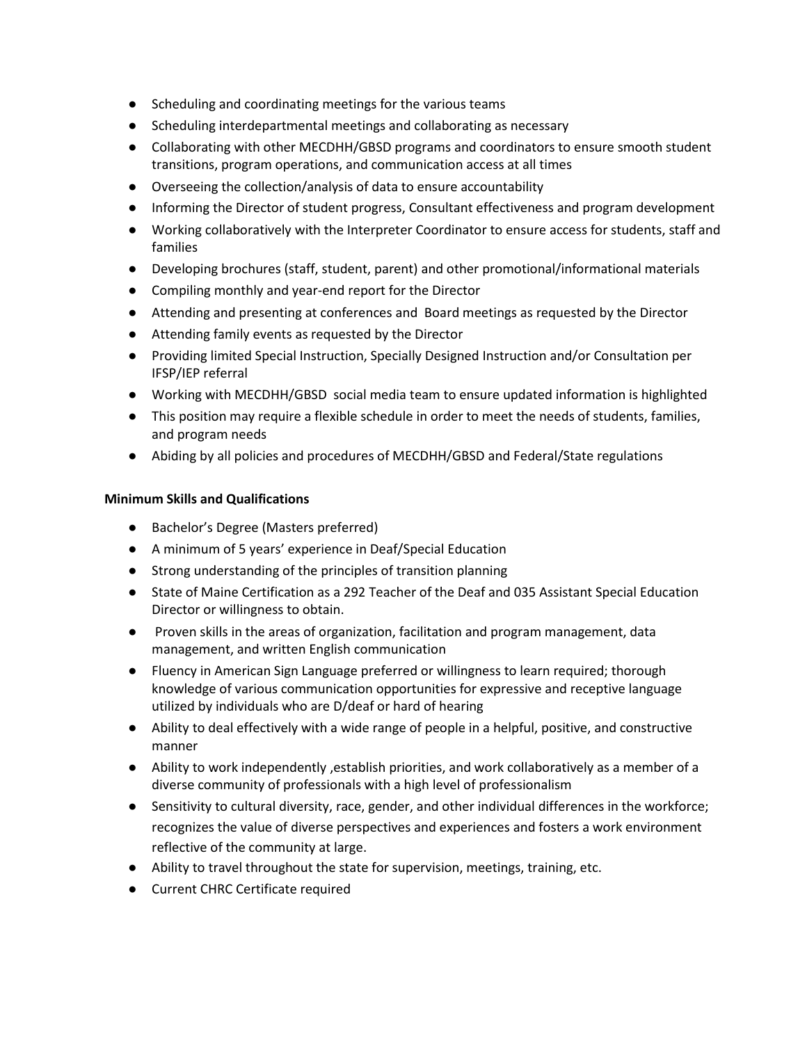- Scheduling and coordinating meetings for the various teams
- Scheduling interdepartmental meetings and collaborating as necessary
- Collaborating with other MECDHH/GBSD programs and coordinators to ensure smooth student transitions, program operations, and communication access at all times
- Overseeing the collection/analysis of data to ensure accountability
- Informing the Director of student progress, Consultant effectiveness and program development
- Working collaboratively with the Interpreter Coordinator to ensure access for students, staff and families
- Developing brochures (staff, student, parent) and other promotional/informational materials
- Compiling monthly and year-end report for the Director
- Attending and presenting at conferences and Board meetings as requested by the Director
- Attending family events as requested by the Director
- Providing limited Special Instruction, Specially Designed Instruction and/or Consultation per IFSP/IEP referral
- Working with MECDHH/GBSD social media team to ensure updated information is highlighted
- This position may require a flexible schedule in order to meet the needs of students, families, and program needs
- Abiding by all policies and procedures of MECDHH/GBSD and Federal/State regulations

**Minimum Skills and Qualifications**

- Bachelor's Degree (Masters preferred)
- A minimum of 5 years' experience in Deaf/Special Education
- Strong understanding of the principles of transition planning
- State of Maine Certification as a 292 Teacher of the Deaf and 035 Assistant Special Education Director or willingness to obtain.
- Proven skills in the areas of organization, facilitation and program management, data management, and written English communication
- Fluency in American Sign Language preferred or willingness to learn required; thorough knowledge of various communication opportunities for expressive and receptive language utilized by individuals who are D/deaf or hard of hearing
- Ability to deal effectively with a wide range of people in a helpful, positive, and constructive manner
- Ability to work independently ,establish priorities, and work collaboratively as a member of a diverse community of professionals with a high level of professionalism
- Sensitivity to cultural diversity, race, gender, and other individual differences in the workforce; recognizes the value of diverse perspectives and experiences and fosters a work environment reflective of the community at large.
- Ability to travel throughout the state for supervision, meetings, training, etc.
- Current CHRC Certificate required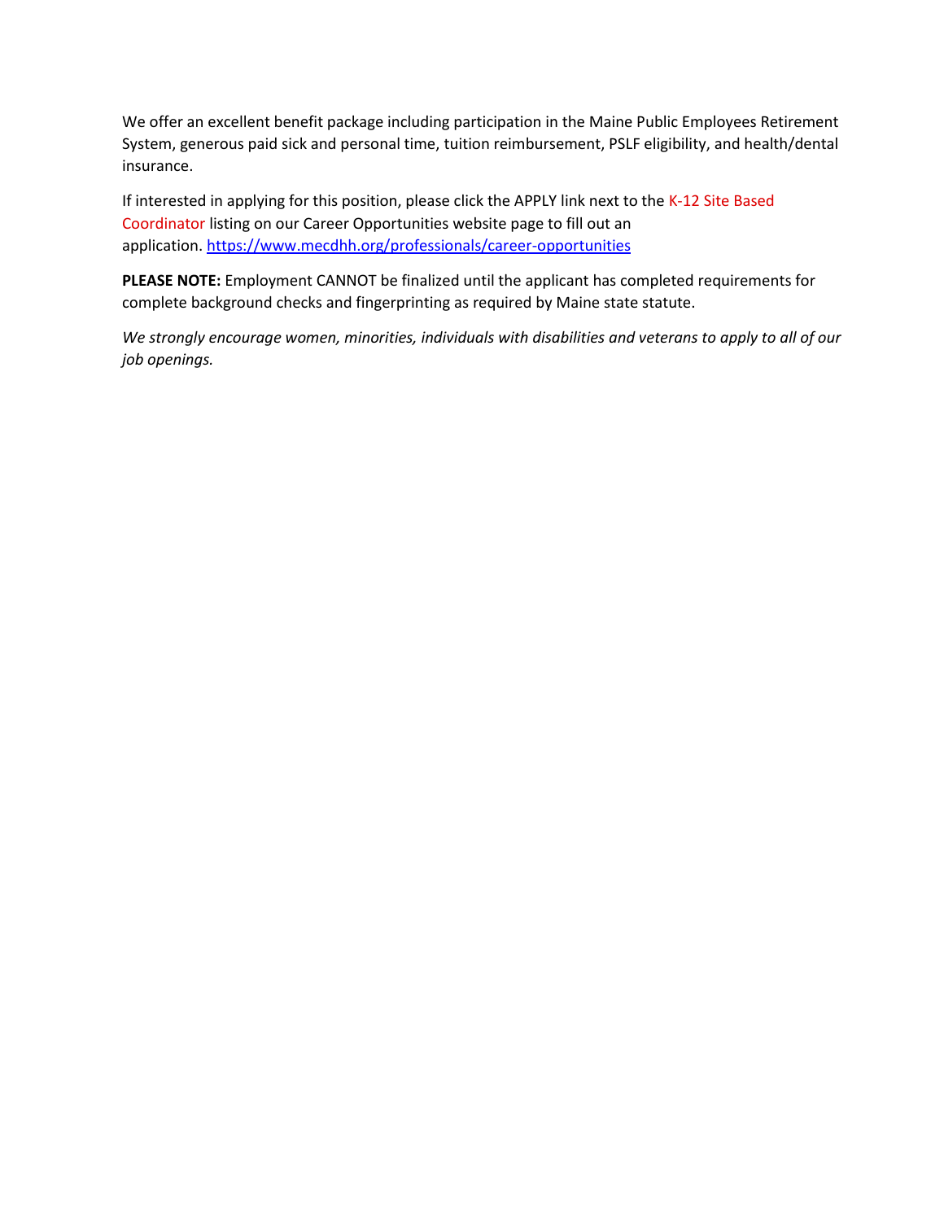We offer an excellent benefit package including participation in the Maine Public Employees Retirement System, generous paid sick and personal time, tuition reimbursement, PSLF eligibility, and health/dental insurance.

If interested in applying for this position, please click the APPLY link next to the K-12 Site Based Coordinator listing on our Career Opportunities website page to fill out an application. [https://www.mecdhh.org/professionals/career-opportunities](https://www.mecdhh.org/professionals/career-opportunities)

**PLEASE NOTE:** Employment CANNOT be finalized until the applicant has completed requirements for complete background checks and fingerprinting as required by Maine state statute.

*We strongly encourage women, minorities, individuals with disabilities and veterans to apply to all of our job openings.*